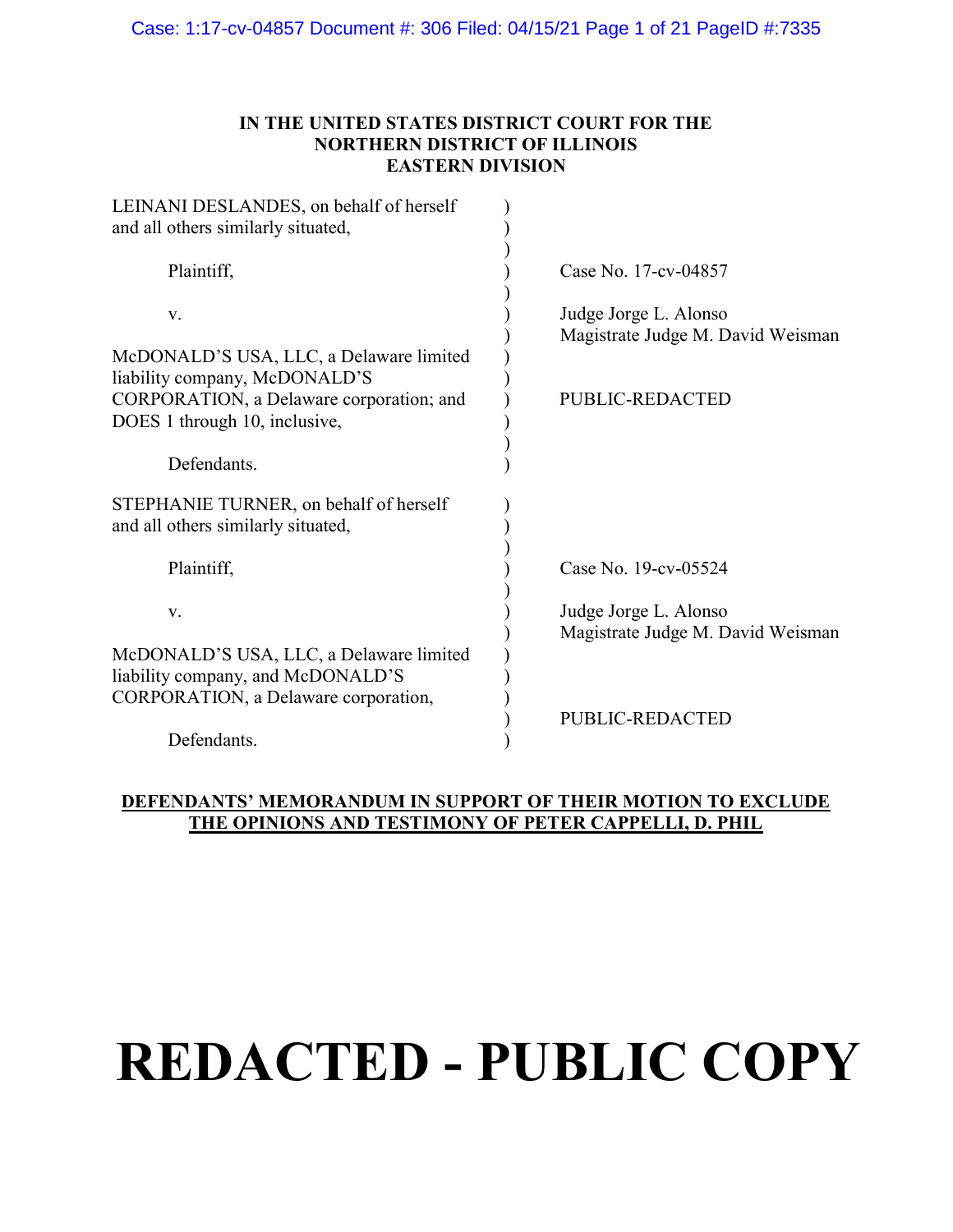**IN THE UNITED STATES DISTRICT COURT FOR THE NORTHERN DISTRICT OF ILLINOIS EASTERN DIVISION**

| | | |
|---|---|---|
| LEINANI DESLANDES, on behalf of herself and all others similarly situated, | ) | |
| Plaintiff, | ) | Case No. 17-cv-04857 |
| v. | ) | Judge Jorge L. Alonso<br>Magistrate Judge M. David Weisman |
| McDONALD'S USA, LLC, a Delaware limited liability company, McDONALD'S CORPORATION, a Delaware corporation; and DOES 1 through 10, inclusive, | ) | PUBLIC-REDACTED |
| Defendants. | ) | |
| STEPHANIE TURNER, on behalf of herself and all others similarly situated, | ) | |
| Plaintiff, | ) | Case No. 19-cv-05524 |
| v. | ) | Judge Jorge L. Alonso<br>Magistrate Judge M. David Weisman |
| McDONALD'S USA, LLC, a Delaware limited liability company, and McDONALD'S CORPORATION, a Delaware corporation, | ) | PUBLIC-REDACTED |
| Defendants. | ) | |

**DEFENDANTS' MEMORANDUM IN SUPPORT OF THEIR MOTION TO EXCLUDE THE OPINIONS AND TESTIMONY OF PETER CAPPELLI, D. PHIL**

# REDACTED - PUBLIC COPY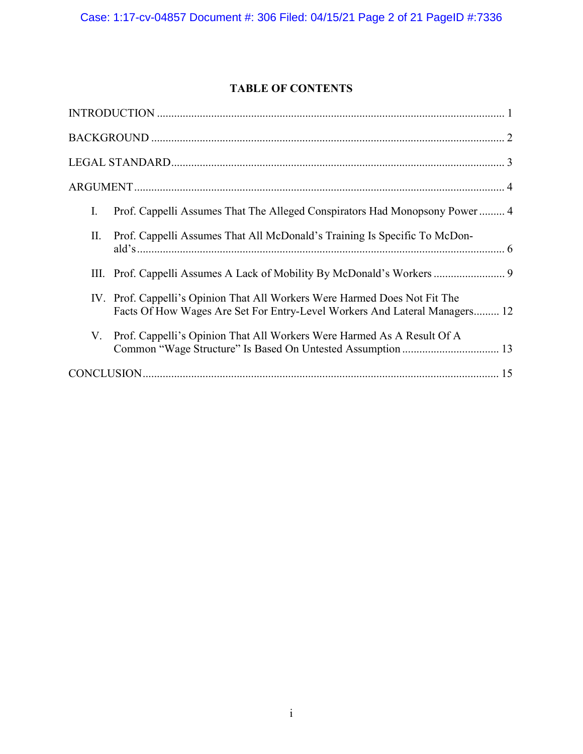## TABLE OF CONTENTS

INTRODUCTION ........................................................................................................................ 1

BACKGROUND .......................................................................................................................... 2

LEGAL STANDARD .................................................................................................................... 3

ARGUMENT ................................................................................................................................ 4

I. Prof. Cappelli Assumes That The Alleged Conspirators Had Monopsony Power ......... 4

II. Prof. Cappelli Assumes That All McDonald's Training Is Specific To McDonald's ..................................................................................................................... 6

III. Prof. Cappelli Assumes A Lack of Mobility By McDonald's Workers ......................... 9

IV. Prof. Cappelli's Opinion That All Workers Were Harmed Does Not Fit The Facts Of How Wages Are Set For Entry-Level Workers And Lateral Managers......... 12

V. Prof. Cappelli's Opinion That All Workers Were Harmed As A Result Of A Common "Wage Structure" Is Based On Untested Assumption .................................. 13

CONCLUSION ........................................................................................................................... 15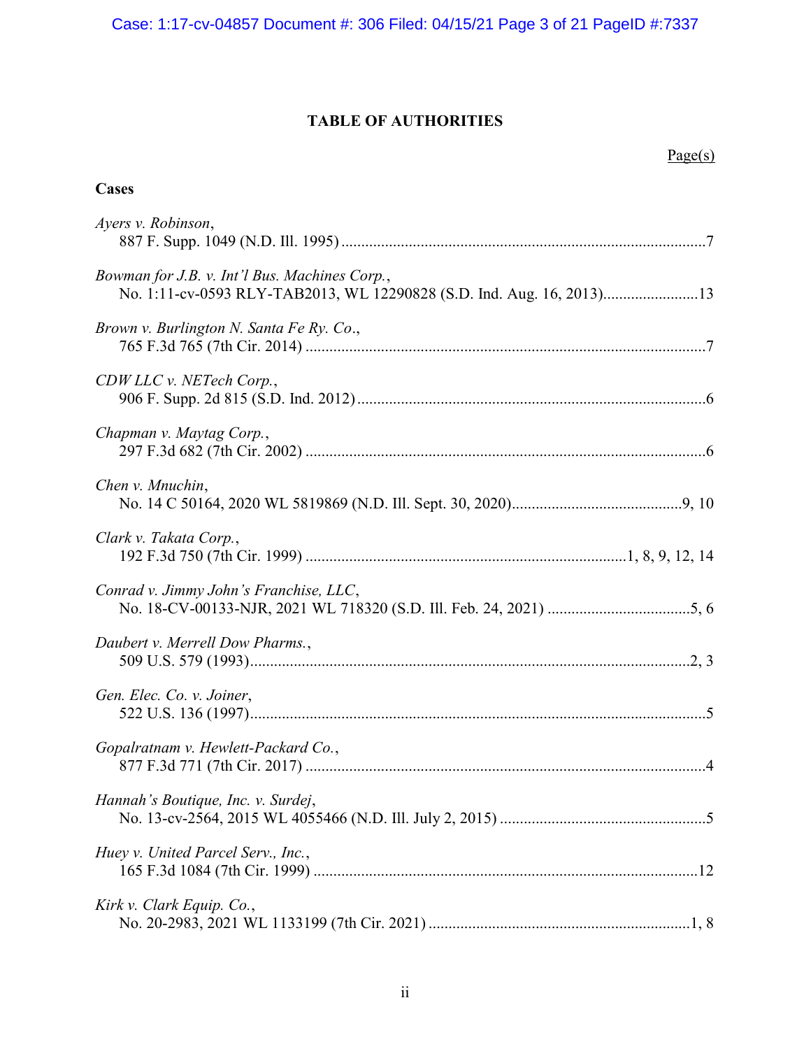# TABLE OF AUTHORITIES

Page(s)

**Cases**

*Ayers v. Robinson*,
887 F. Supp. 1049 (N.D. Ill. 1995) ........................................................................................7

*Bowman for J.B. v. Int'l Bus. Machines Corp.*,
No. 1:11-cv-0593 RLY-TAB2013, WL 12290828 (S.D. Ind. Aug. 16, 2013).......................13

*Brown v. Burlington N. Santa Fe Ry. Co*.,
765 F.3d 765 (7th Cir. 2014) ....................................................................................................7

*CDW LLC v. NETech Corp.*,
906 F. Supp. 2d 815 (S.D. Ind. 2012) .......................................................................................6

*Chapman v. Maytag Corp.*,
297 F.3d 682 (7th Cir. 2002) ....................................................................................................6

*Chen v. Mnuchin*,
No. 14 C 50164, 2020 WL 5819869 (N.D. Ill. Sept. 30, 2020)..........................................9, 10

*Clark v. Takata Corp.*,
192 F.3d 750 (7th Cir. 1999) ...............................................................................1, 8, 9, 12, 14

*Conrad v. Jimmy John's Franchise, LLC*,
No. 18-CV-00133-NJR, 2021 WL 718320 (S.D. Ill. Feb. 24, 2021) ...................................5, 6

*Daubert v. Merrell Dow Pharms.*,
509 U.S. 579 (1993).............................................................................................................2, 3

*Gen. Elec. Co. v. Joiner*,
522 U.S. 136 (1997)..................................................................................................................5

*Gopalratnam v. Hewlett-Packard Co.*,
877 F.3d 771 (7th Cir. 2017) ....................................................................................................4

*Hannah's Boutique, Inc. v. Surdej*,
No. 13-cv-2564, 2015 WL 4055466 (N.D. Ill. July 2, 2015) ...................................................5

*Huey v. United Parcel Serv., Inc.*,
165 F.3d 1084 (7th Cir. 1999) ................................................................................................12

*Kirk v. Clark Equip. Co.*,
No. 20-2983, 2021 WL 1133199 (7th Cir. 2021) .................................................................1, 8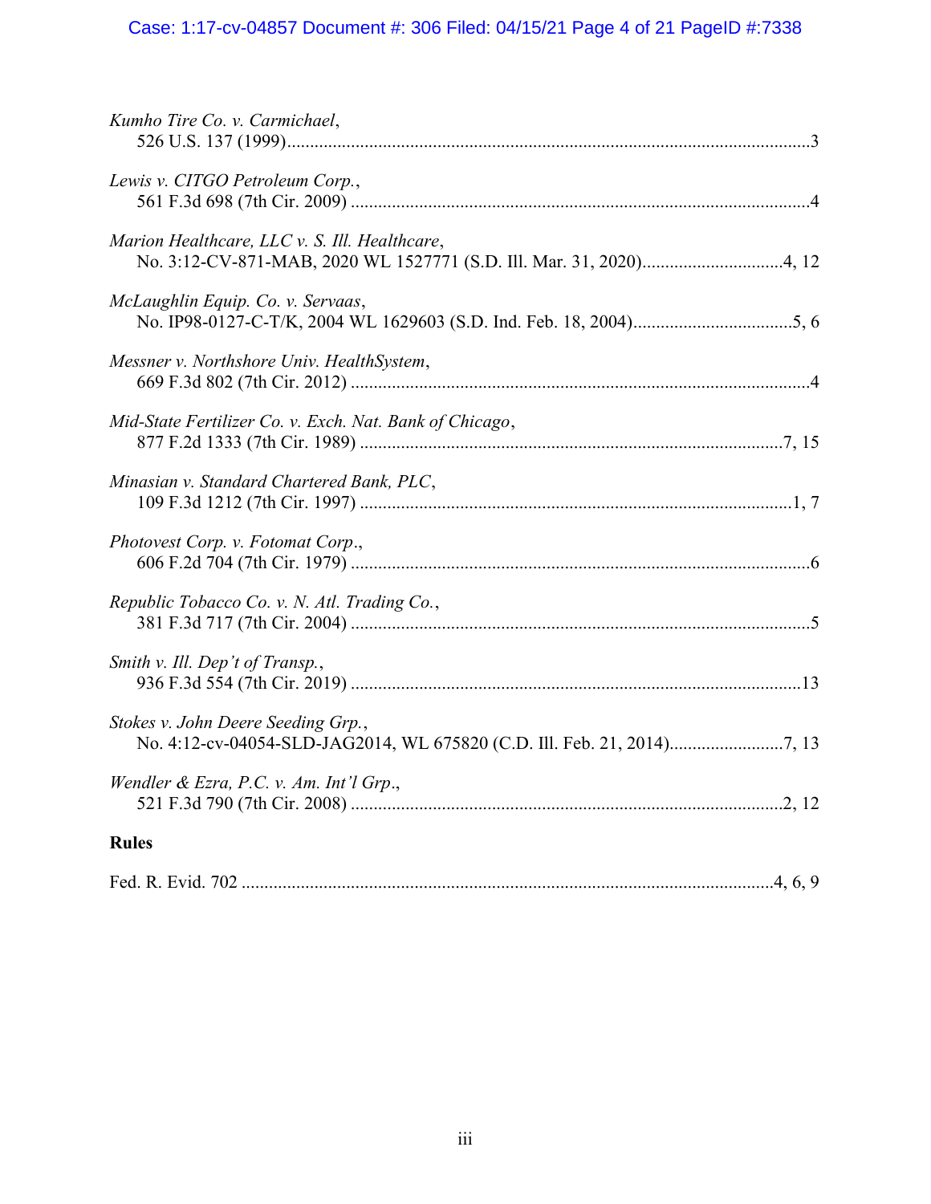*Kumho Tire Co. v. Carmichael*,
526 U.S. 137 (1999)....................................................................................................................3

*Lewis v. CITGO Petroleum Corp.*,
561 F.3d 698 (7th Cir. 2009) .....................................................................................................4

*Marion Healthcare, LLC v. S. Ill. Healthcare*,
No. 3:12-CV-871-MAB, 2020 WL 1527771 (S.D. Ill. Mar. 31, 2020)...............................4, 12

*McLaughlin Equip. Co. v. Servaas*,
No. IP98-0127-C-T/K, 2004 WL 1629603 (S.D. Ind. Feb. 18, 2004)...................................5, 6

*Messner v. Northshore Univ. HealthSystem*,
669 F.3d 802 (7th Cir. 2012) .....................................................................................................4

*Mid-State Fertilizer Co. v. Exch. Nat. Bank of Chicago*,
877 F.2d 1333 (7th Cir. 1989) .............................................................................................7, 15

*Minasian v. Standard Chartered Bank, PLC*,
109 F.3d 1212 (7th Cir. 1997) ...............................................................................................1, 7

*Photovest Corp. v. Fotomat Corp*.,
606 F.2d 704 (7th Cir. 1979) .....................................................................................................6

*Republic Tobacco Co. v. N. Atl. Trading Co.*,
381 F.3d 717 (7th Cir. 2004) .....................................................................................................5

*Smith v. Ill. Dep't of Transp.*,
936 F.3d 554 (7th Cir. 2019) ...................................................................................................13

*Stokes v. John Deere Seeding Grp.*,
No. 4:12-cv-04054-SLD-JAG2014, WL 675820 (C.D. Ill. Feb. 21, 2014).........................7, 13

*Wendler & Ezra, P.C. v. Am. Int'l Grp*.,
521 F.3d 790 (7th Cir. 2008) ...............................................................................................2, 12

**Rules**

Fed. R. Evid. 702 .....................................................................................................................4, 6, 9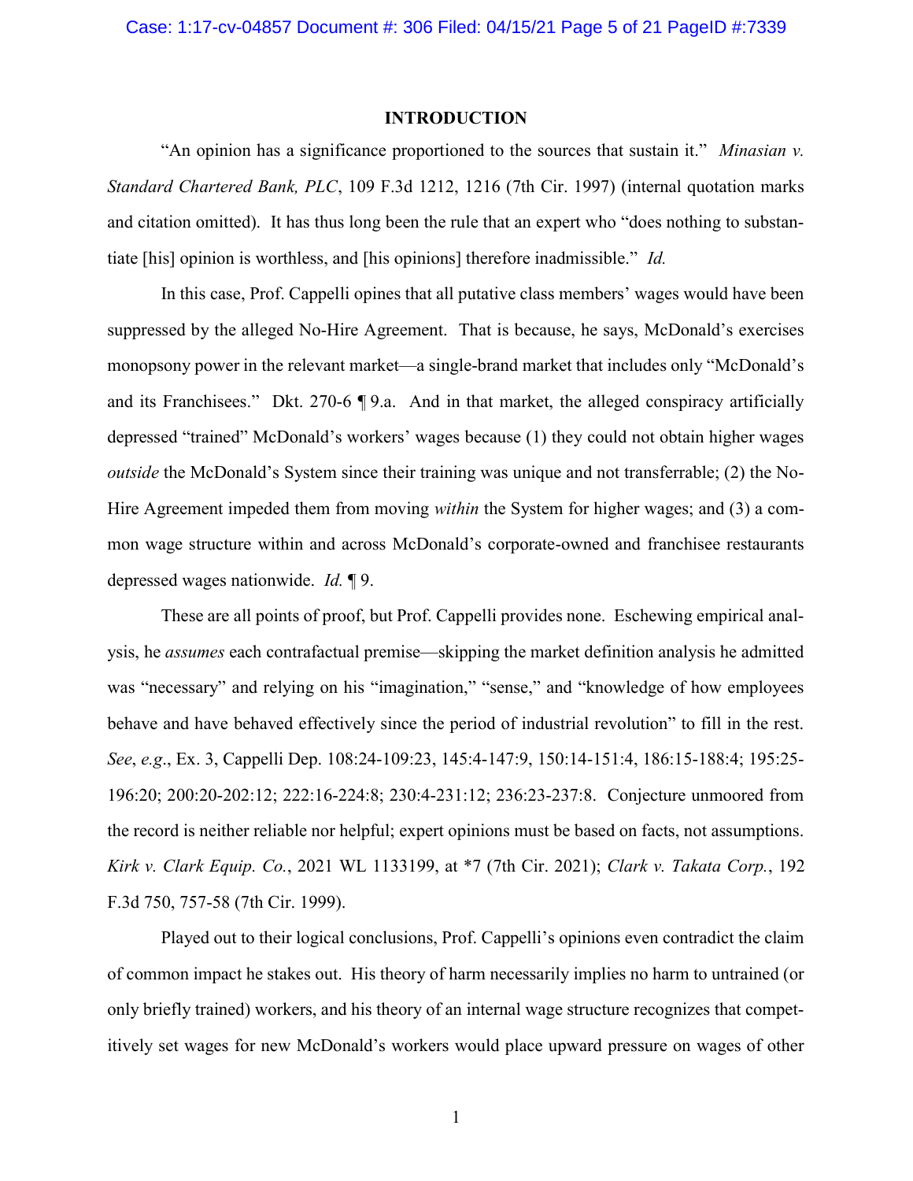## INTRODUCTION

"An opinion has a significance proportioned to the sources that sustain it." *Minasian v. Standard Chartered Bank, PLC*, 109 F.3d 1212, 1216 (7th Cir. 1997) (internal quotation marks and citation omitted). It has thus long been the rule that an expert who "does nothing to substantiate [his] opinion is worthless, and [his opinions] therefore inadmissible." *Id.*

In this case, Prof. Cappelli opines that all putative class members' wages would have been suppressed by the alleged No-Hire Agreement. That is because, he says, McDonald's exercises monopsony power in the relevant market—a single-brand market that includes only "McDonald's and its Franchisees." Dkt. 270-6 ¶ 9.a. And in that market, the alleged conspiracy artificially depressed "trained" McDonald's workers' wages because (1) they could not obtain higher wages *outside* the McDonald's System since their training was unique and not transferrable; (2) the No-Hire Agreement impeded them from moving *within* the System for higher wages; and (3) a common wage structure within and across McDonald's corporate-owned and franchisee restaurants depressed wages nationwide. *Id.* ¶ 9.

These are all points of proof, but Prof. Cappelli provides none. Eschewing empirical analysis, he *assumes* each contrafactual premise—skipping the market definition analysis he admitted was "necessary" and relying on his "imagination," "sense," and "knowledge of how employees behave and have behaved effectively since the period of industrial revolution" to fill in the rest. *See*, *e.g*., Ex. 3, Cappelli Dep. 108:24-109:23, 145:4-147:9, 150:14-151:4, 186:15-188:4; 195:25-196:20; 200:20-202:12; 222:16-224:8; 230:4-231:12; 236:23-237:8. Conjecture unmoored from the record is neither reliable nor helpful; expert opinions must be based on facts, not assumptions. *Kirk v. Clark Equip. Co.*, 2021 WL 1133199, at *7 (7th Cir. 2021); *Clark v. Takata Corp.*, 192 F.3d 750, 757-58 (7th Cir. 1999).

Played out to their logical conclusions, Prof. Cappelli's opinions even contradict the claim of common impact he stakes out. His theory of harm necessarily implies no harm to untrained (or only briefly trained) workers, and his theory of an internal wage structure recognizes that competitively set wages for new McDonald's workers would place upward pressure on wages of other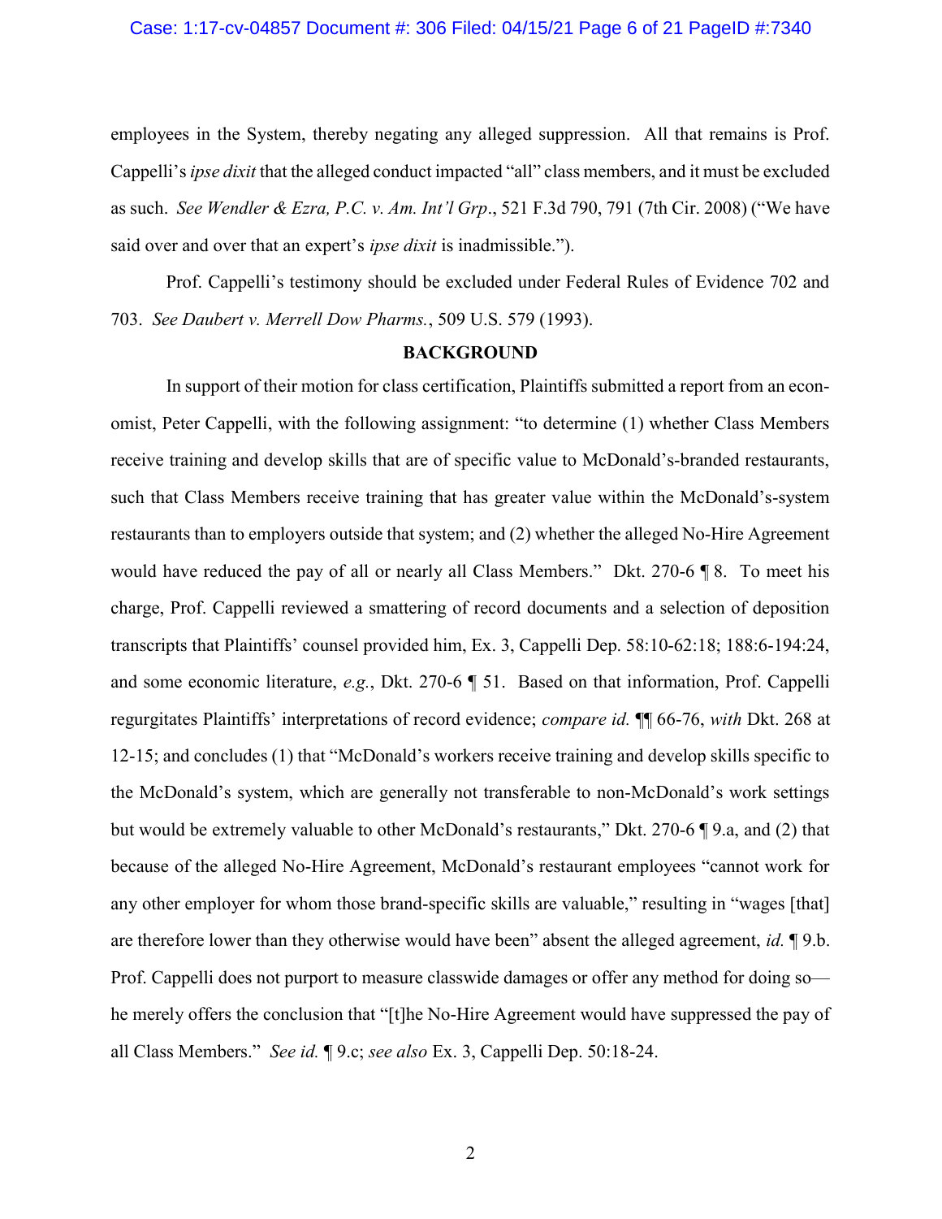employees in the System, thereby negating any alleged suppression. All that remains is Prof. Cappelli's *ipse dixit* that the alleged conduct impacted "all" class members, and it must be excluded as such. *See Wendler & Ezra, P.C. v. Am. Int'l Grp.*, 521 F.3d 790, 791 (7th Cir. 2008) ("We have said over and over that an expert's *ipse dixit* is inadmissible.").

Prof. Cappelli's testimony should be excluded under Federal Rules of Evidence 702 and 703. *See Daubert v. Merrell Dow Pharms.*, 509 U.S. 579 (1993).

## BACKGROUND

In support of their motion for class certification, Plaintiffs submitted a report from an economist, Peter Cappelli, with the following assignment: "to determine (1) whether Class Members receive training and develop skills that are of specific value to McDonald's-branded restaurants, such that Class Members receive training that has greater value within the McDonald's-system restaurants than to employers outside that system; and (2) whether the alleged No-Hire Agreement would have reduced the pay of all or nearly all Class Members." Dkt. 270-6 ¶ 8. To meet his charge, Prof. Cappelli reviewed a smattering of record documents and a selection of deposition transcripts that Plaintiffs' counsel provided him, Ex. 3, Cappelli Dep. 58:10-62:18; 188:6-194:24, and some economic literature, *e.g.*, Dkt. 270-6 ¶ 51. Based on that information, Prof. Cappelli regurgitates Plaintiffs' interpretations of record evidence; *compare id.* ¶¶ 66-76, *with* Dkt. 268 at 12-15; and concludes (1) that "McDonald's workers receive training and develop skills specific to the McDonald's system, which are generally not transferable to non-McDonald's work settings but would be extremely valuable to other McDonald's restaurants," Dkt. 270-6 ¶ 9.a, and (2) that because of the alleged No-Hire Agreement, McDonald's restaurant employees "cannot work for any other employer for whom those brand-specific skills are valuable," resulting in "wages [that] are therefore lower than they otherwise would have been" absent the alleged agreement, *id.* ¶ 9.b. Prof. Cappelli does not purport to measure classwide damages or offer any method for doing so—he merely offers the conclusion that "[t]he No-Hire Agreement would have suppressed the pay of all Class Members." *See id.* ¶ 9.c; *see also* Ex. 3, Cappelli Dep. 50:18-24.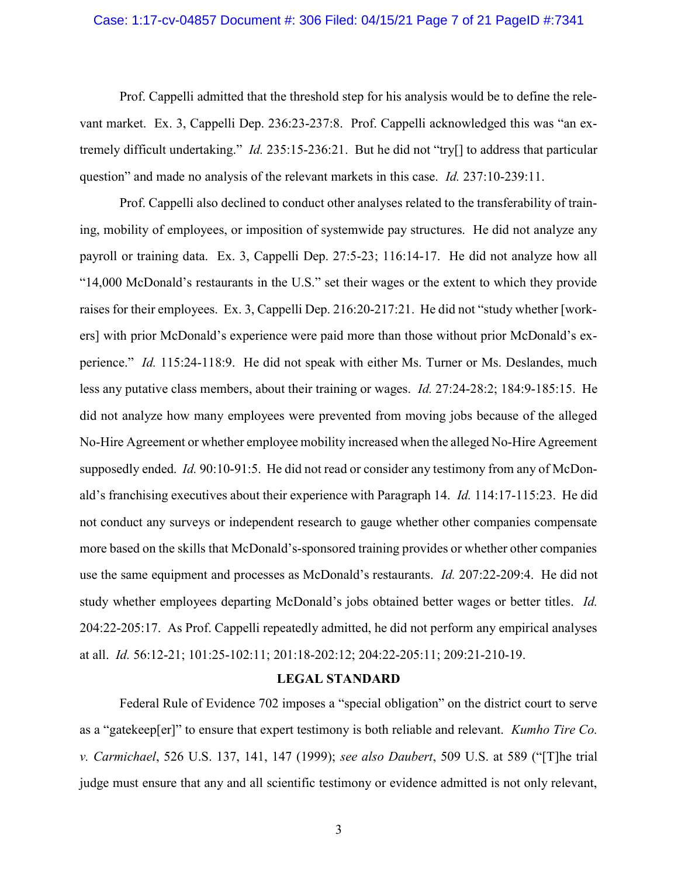Prof. Cappelli admitted that the threshold step for his analysis would be to define the relevant market. Ex. 3, Cappelli Dep. 236:23-237:8. Prof. Cappelli acknowledged this was "an extremely difficult undertaking." *Id.* 235:15-236:21. But he did not "try[] to address that particular question" and made no analysis of the relevant markets in this case. *Id.* 237:10-239:11.

Prof. Cappelli also declined to conduct other analyses related to the transferability of training, mobility of employees, or imposition of systemwide pay structures. He did not analyze any payroll or training data. Ex. 3, Cappelli Dep. 27:5-23; 116:14-17. He did not analyze how all "14,000 McDonald's restaurants in the U.S." set their wages or the extent to which they provide raises for their employees. Ex. 3, Cappelli Dep. 216:20-217:21. He did not "study whether [workers] with prior McDonald's experience were paid more than those without prior McDonald's experience." *Id.* 115:24-118:9. He did not speak with either Ms. Turner or Ms. Deslandes, much less any putative class members, about their training or wages. *Id.* 27:24-28:2; 184:9-185:15. He did not analyze how many employees were prevented from moving jobs because of the alleged No-Hire Agreement or whether employee mobility increased when the alleged No-Hire Agreement supposedly ended. *Id.* 90:10-91:5. He did not read or consider any testimony from any of McDonald's franchising executives about their experience with Paragraph 14. *Id.* 114:17-115:23. He did not conduct any surveys or independent research to gauge whether other companies compensate more based on the skills that McDonald's-sponsored training provides or whether other companies use the same equipment and processes as McDonald's restaurants. *Id.* 207:22-209:4. He did not study whether employees departing McDonald's jobs obtained better wages or better titles. *Id.* 204:22-205:17. As Prof. Cappelli repeatedly admitted, he did not perform any empirical analyses at all. *Id.* 56:12-21; 101:25-102:11; 201:18-202:12; 204:22-205:11; 209:21-210-19.

## LEGAL STANDARD

Federal Rule of Evidence 702 imposes a "special obligation" on the district court to serve as a "gatekeep[er]" to ensure that expert testimony is both reliable and relevant. *Kumho Tire Co. v. Carmichael*, 526 U.S. 137, 141, 147 (1999); *see also Daubert*, 509 U.S. at 589 ("[T]he trial judge must ensure that any and all scientific testimony or evidence admitted is not only relevant,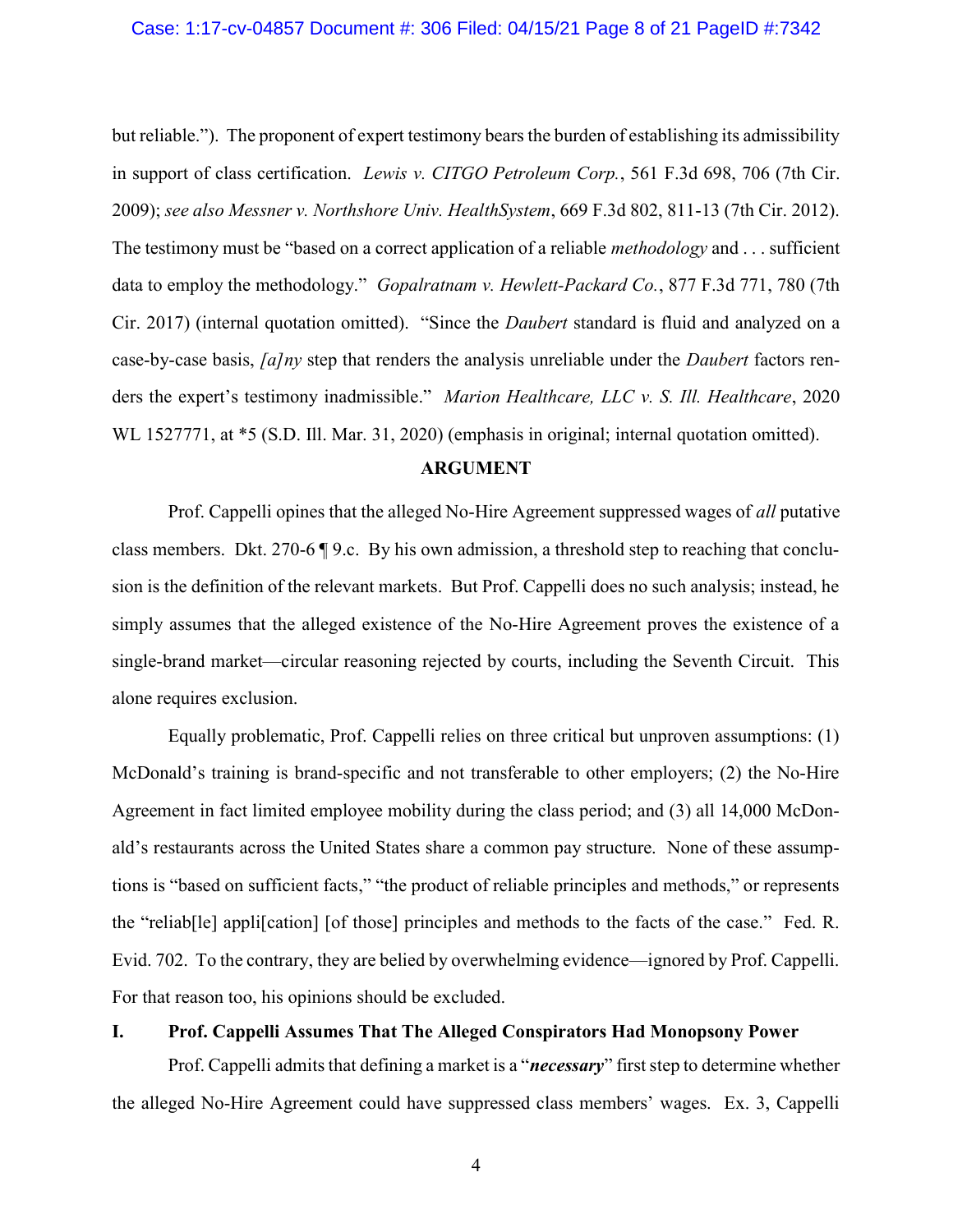but reliable."). The proponent of expert testimony bears the burden of establishing its admissibility in support of class certification. *Lewis v. CITGO Petroleum Corp.*, 561 F.3d 698, 706 (7th Cir. 2009); *see also Messner v. Northshore Univ. HealthSystem*, 669 F.3d 802, 811-13 (7th Cir. 2012). The testimony must be "based on a correct application of a reliable *methodology* and . . . sufficient data to employ the methodology." *Gopalratnam v. Hewlett-Packard Co.*, 877 F.3d 771, 780 (7th Cir. 2017) (internal quotation omitted). "Since the *Daubert* standard is fluid and analyzed on a case-by-case basis, *[a]ny* step that renders the analysis unreliable under the *Daubert* factors renders the expert's testimony inadmissible." *Marion Healthcare, LLC v. S. Ill. Healthcare*, 2020 WL 1527771, at *5 (S.D. Ill. Mar. 31, 2020) (emphasis in original; internal quotation omitted).

## ARGUMENT

Prof. Cappelli opines that the alleged No-Hire Agreement suppressed wages of *all* putative class members. Dkt. 270-6 ¶ 9.c. By his own admission, a threshold step to reaching that conclusion is the definition of the relevant markets. But Prof. Cappelli does no such analysis; instead, he simply assumes that the alleged existence of the No-Hire Agreement proves the existence of a single-brand market—circular reasoning rejected by courts, including the Seventh Circuit. This alone requires exclusion.

Equally problematic, Prof. Cappelli relies on three critical but unproven assumptions: (1) McDonald's training is brand-specific and not transferable to other employers; (2) the No-Hire Agreement in fact limited employee mobility during the class period; and (3) all 14,000 McDonald's restaurants across the United States share a common pay structure. None of these assumptions is "based on sufficient facts," "the product of reliable principles and methods," or represents the "reliab[le] appli[cation] [of those] principles and methods to the facts of the case." Fed. R. Evid. 702. To the contrary, they are belied by overwhelming evidence—ignored by Prof. Cappelli. For that reason too, his opinions should be excluded.

### I. Prof. Cappelli Assumes That The Alleged Conspirators Had Monopsony Power

Prof. Cappelli admits that defining a market is a "***necessary***" first step to determine whether the alleged No-Hire Agreement could have suppressed class members' wages. Ex. 3, Cappelli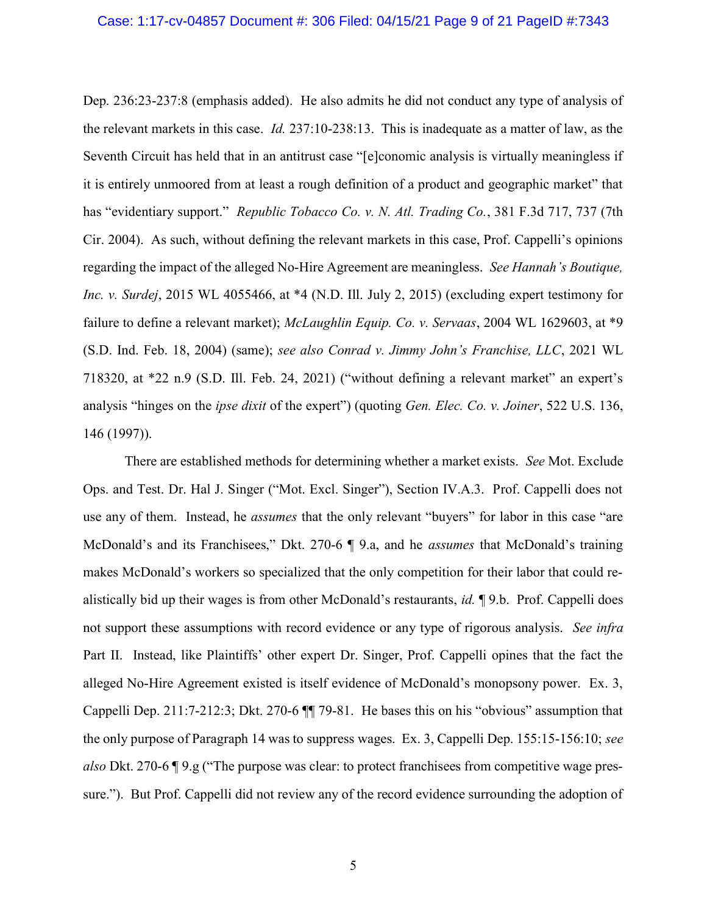Dep. 236:23-237:8 (emphasis added). He also admits he did not conduct any type of analysis of the relevant markets in this case. *Id.* 237:10-238:13. This is inadequate as a matter of law, as the Seventh Circuit has held that in an antitrust case "[e]conomic analysis is virtually meaningless if it is entirely unmoored from at least a rough definition of a product and geographic market" that has "evidentiary support." *Republic Tobacco Co. v. N. Atl. Trading Co.*, 381 F.3d 717, 737 (7th Cir. 2004). As such, without defining the relevant markets in this case, Prof. Cappelli's opinions regarding the impact of the alleged No-Hire Agreement are meaningless. *See Hannah's Boutique, Inc. v. Surdej*, 2015 WL 4055466, at *4 (N.D. Ill. July 2, 2015) (excluding expert testimony for failure to define a relevant market); *McLaughlin Equip. Co. v. Servaas*, 2004 WL 1629603, at *9 (S.D. Ind. Feb. 18, 2004) (same); *see also Conrad v. Jimmy John's Franchise, LLC*, 2021 WL 718320, at *22 n.9 (S.D. Ill. Feb. 24, 2021) ("without defining a relevant market" an expert's analysis "hinges on the *ipse dixit* of the expert") (quoting *Gen. Elec. Co. v. Joiner*, 522 U.S. 136, 146 (1997)).

There are established methods for determining whether a market exists. *See* Mot. Exclude Ops. and Test. Dr. Hal J. Singer ("Mot. Excl. Singer"), Section IV.A.3. Prof. Cappelli does not use any of them. Instead, he *assumes* that the only relevant "buyers" for labor in this case "are McDonald's and its Franchisees," Dkt. 270-6 ¶ 9.a, and he *assumes* that McDonald's training makes McDonald's workers so specialized that the only competition for their labor that could realistically bid up their wages is from other McDonald's restaurants, *id.* ¶ 9.b. Prof. Cappelli does not support these assumptions with record evidence or any type of rigorous analysis. *See infra* Part II. Instead, like Plaintiffs' other expert Dr. Singer, Prof. Cappelli opines that the fact the alleged No-Hire Agreement existed is itself evidence of McDonald's monopsony power. Ex. 3, Cappelli Dep. 211:7-212:3; Dkt. 270-6 ¶¶ 79-81. He bases this on his "obvious" assumption that the only purpose of Paragraph 14 was to suppress wages. Ex. 3, Cappelli Dep. 155:15-156:10; *see also* Dkt. 270-6 ¶ 9.g ("The purpose was clear: to protect franchisees from competitive wage pressure."). But Prof. Cappelli did not review any of the record evidence surrounding the adoption of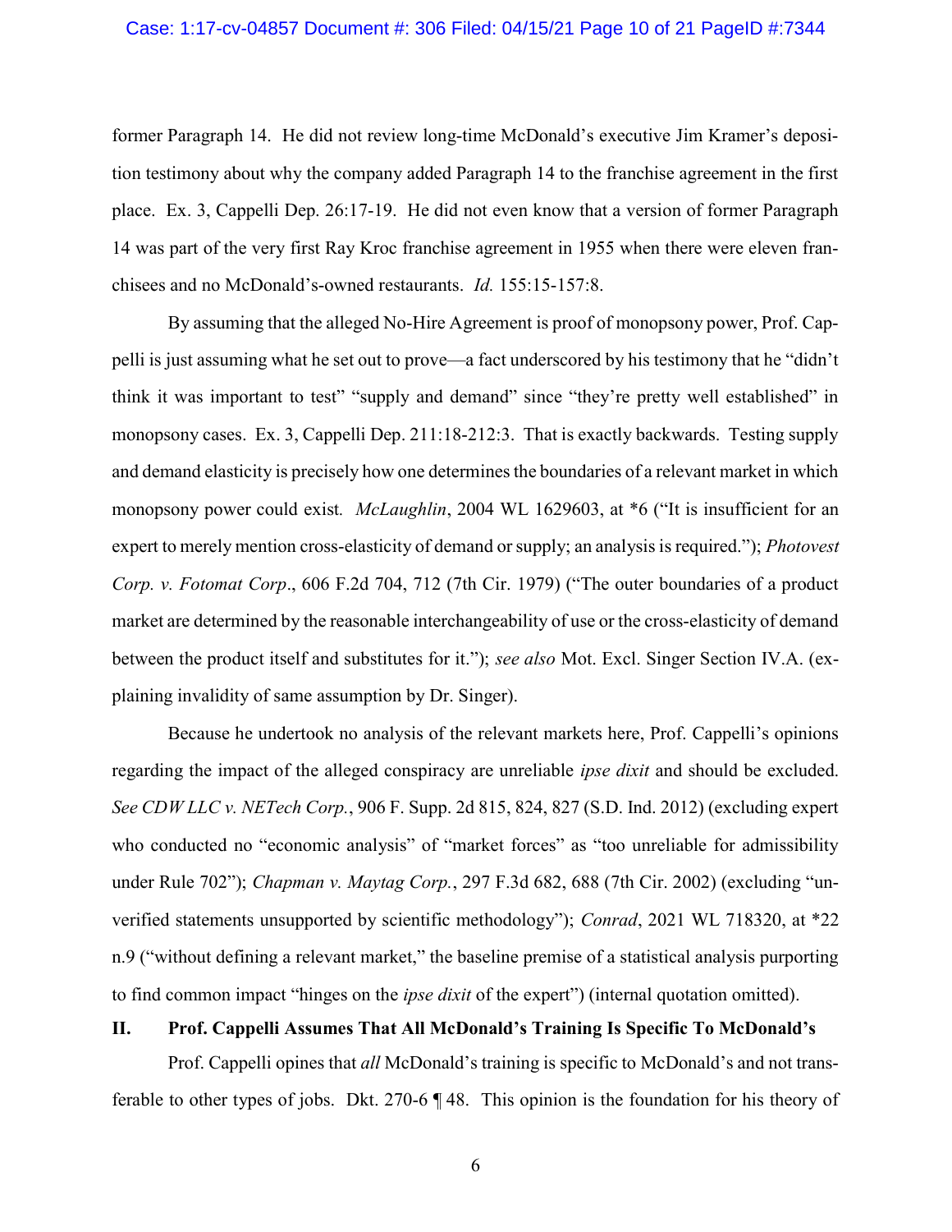former Paragraph 14. He did not review long-time McDonald's executive Jim Kramer's deposition testimony about why the company added Paragraph 14 to the franchise agreement in the first place. Ex. 3, Cappelli Dep. 26:17-19. He did not even know that a version of former Paragraph 14 was part of the very first Ray Kroc franchise agreement in 1955 when there were eleven franchisees and no McDonald's-owned restaurants. *Id.* 155:15-157:8.

By assuming that the alleged No-Hire Agreement is proof of monopsony power, Prof. Cappelli is just assuming what he set out to prove—a fact underscored by his testimony that he "didn't think it was important to test" "supply and demand" since "they're pretty well established" in monopsony cases. Ex. 3, Cappelli Dep. 211:18-212:3. That is exactly backwards. Testing supply and demand elasticity is precisely how one determines the boundaries of a relevant market in which monopsony power could exist. *McLaughlin*, 2004 WL 1629603, at *6 ("It is insufficient for an expert to merely mention cross-elasticity of demand or supply; an analysis is required."); *Photovest Corp. v. Fotomat Corp*., 606 F.2d 704, 712 (7th Cir. 1979) ("The outer boundaries of a product market are determined by the reasonable interchangeability of use or the cross-elasticity of demand between the product itself and substitutes for it."); *see also* Mot. Excl. Singer Section IV.A. (explaining invalidity of same assumption by Dr. Singer).

Because he undertook no analysis of the relevant markets here, Prof. Cappelli's opinions regarding the impact of the alleged conspiracy are unreliable *ipse dixit* and should be excluded. *See CDW LLC v. NETech Corp.*, 906 F. Supp. 2d 815, 824, 827 (S.D. Ind. 2012) (excluding expert who conducted no "economic analysis" of "market forces" as "too unreliable for admissibility under Rule 702"); *Chapman v. Maytag Corp.*, 297 F.3d 682, 688 (7th Cir. 2002) (excluding "unverified statements unsupported by scientific methodology"); *Conrad*, 2021 WL 718320, at *22 n.9 ("without defining a relevant market," the baseline premise of a statistical analysis purporting to find common impact "hinges on the *ipse dixit* of the expert") (internal quotation omitted).

## II. Prof. Cappelli Assumes That All McDonald's Training Is Specific To McDonald's

Prof. Cappelli opines that *all* McDonald's training is specific to McDonald's and not transferable to other types of jobs. Dkt. 270-6 ¶ 48. This opinion is the foundation for his theory of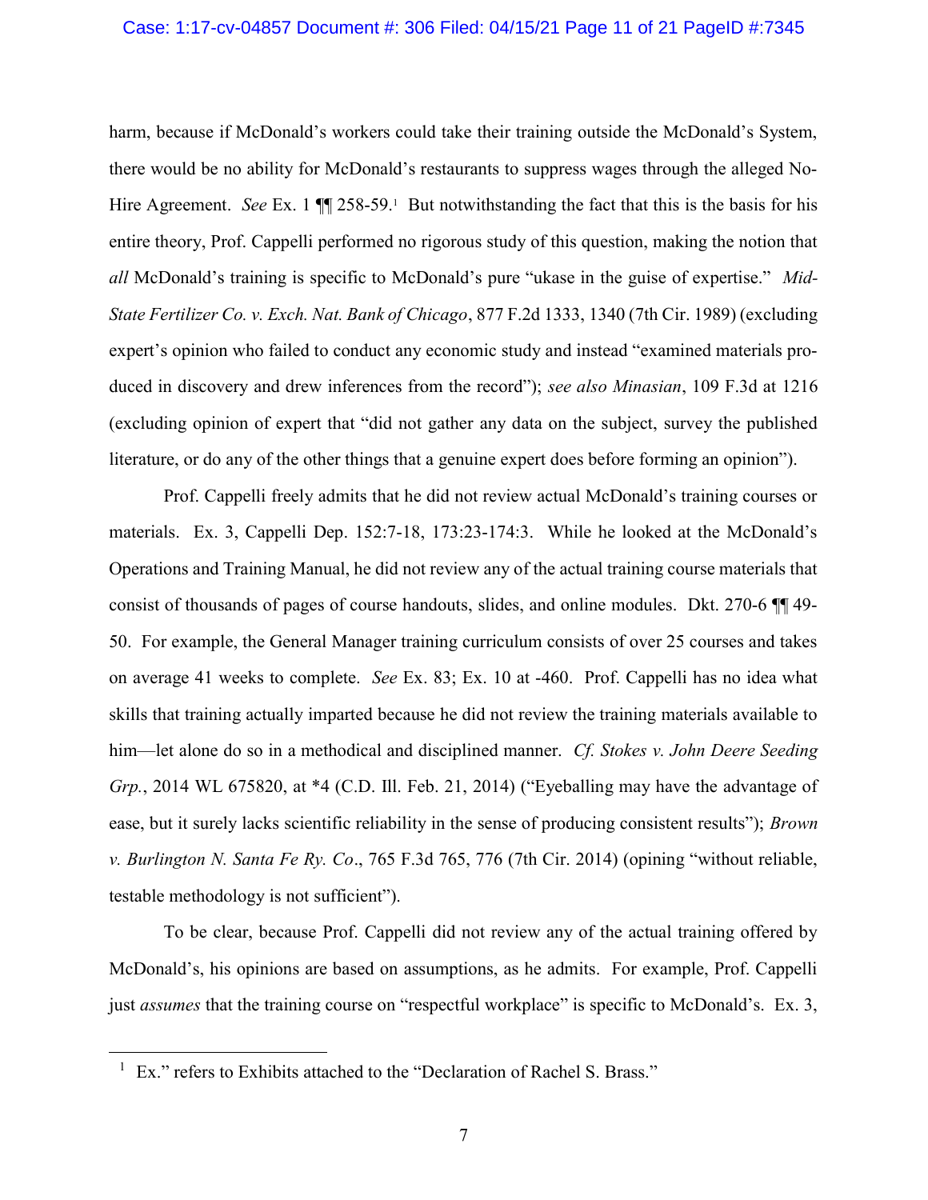harm, because if McDonald's workers could take their training outside the McDonald's System, there would be no ability for McDonald's restaurants to suppress wages through the alleged No-Hire Agreement. *See* Ex. 1 ¶¶ 258-59.[1] But notwithstanding the fact that this is the basis for his entire theory, Prof. Cappelli performed no rigorous study of this question, making the notion that *all* McDonald's training is specific to McDonald's pure "ukase in the guise of expertise." *Mid-State Fertilizer Co. v. Exch. Nat. Bank of Chicago*, 877 F.2d 1333, 1340 (7th Cir. 1989) (excluding expert's opinion who failed to conduct any economic study and instead "examined materials produced in discovery and drew inferences from the record"); *see also Minasian*, 109 F.3d at 1216 (excluding opinion of expert that "did not gather any data on the subject, survey the published literature, or do any of the other things that a genuine expert does before forming an opinion").

Prof. Cappelli freely admits that he did not review actual McDonald's training courses or materials. Ex. 3, Cappelli Dep. 152:7-18, 173:23-174:3. While he looked at the McDonald's Operations and Training Manual, he did not review any of the actual training course materials that consist of thousands of pages of course handouts, slides, and online modules. Dkt. 270-6 ¶¶ 49-50. For example, the General Manager training curriculum consists of over 25 courses and takes on average 41 weeks to complete. *See* Ex. 83; Ex. 10 at -460. Prof. Cappelli has no idea what skills that training actually imparted because he did not review the training materials available to him—let alone do so in a methodical and disciplined manner. *Cf. Stokes v. John Deere Seeding Grp.*, 2014 WL 675820, at *4 (C.D. Ill. Feb. 21, 2014) ("Eyeballing may have the advantage of ease, but it surely lacks scientific reliability in the sense of producing consistent results"); *Brown v. Burlington N. Santa Fe Ry. Co*., 765 F.3d 765, 776 (7th Cir. 2014) (opining "without reliable, testable methodology is not sufficient").

To be clear, because Prof. Cappelli did not review any of the actual training offered by McDonald's, his opinions are based on assumptions, as he admits. For example, Prof. Cappelli just *assumes* that the training course on "respectful workplace" is specific to McDonald's. Ex. 3,

---

[1] Ex." refers to Exhibits attached to the "Declaration of Rachel S. Brass."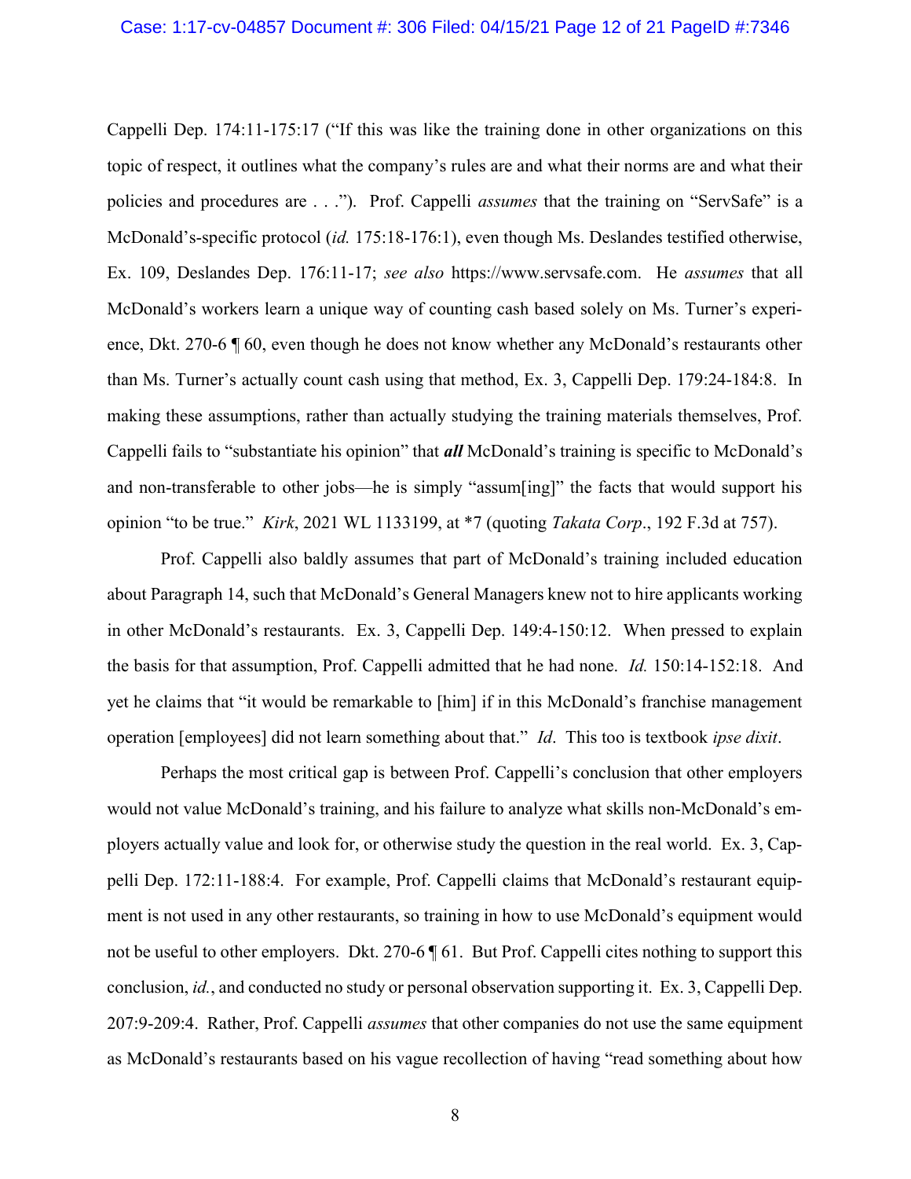Cappelli Dep. 174:11-175:17 ("If this was like the training done in other organizations on this topic of respect, it outlines what the company's rules are and what their norms are and what their policies and procedures are . . ."). Prof. Cappelli *assumes* that the training on "ServSafe" is a McDonald's-specific protocol (*id.* 175:18-176:1), even though Ms. Deslandes testified otherwise, Ex. 109, Deslandes Dep. 176:11-17; *see also* https://www.servsafe.com. He *assumes* that all McDonald's workers learn a unique way of counting cash based solely on Ms. Turner's experience, Dkt. 270-6 ¶ 60, even though he does not know whether any McDonald's restaurants other than Ms. Turner's actually count cash using that method, Ex. 3, Cappelli Dep. 179:24-184:8. In making these assumptions, rather than actually studying the training materials themselves, Prof. Cappelli fails to "substantiate his opinion" that ***all*** McDonald's training is specific to McDonald's and non-transferable to other jobs—he is simply "assum[ing]" the facts that would support his opinion "to be true." *Kirk*, 2021 WL 1133199, at *7 (quoting *Takata Corp*., 192 F.3d at 757).

Prof. Cappelli also baldly assumes that part of McDonald's training included education about Paragraph 14, such that McDonald's General Managers knew not to hire applicants working in other McDonald's restaurants. Ex. 3, Cappelli Dep. 149:4-150:12. When pressed to explain the basis for that assumption, Prof. Cappelli admitted that he had none. *Id.* 150:14-152:18. And yet he claims that "it would be remarkable to [him] if in this McDonald's franchise management operation [employees] did not learn something about that." *Id*. This too is textbook *ipse dixit*.

Perhaps the most critical gap is between Prof. Cappelli's conclusion that other employers would not value McDonald's training, and his failure to analyze what skills non-McDonald's employers actually value and look for, or otherwise study the question in the real world. Ex. 3, Cappelli Dep. 172:11-188:4. For example, Prof. Cappelli claims that McDonald's restaurant equipment is not used in any other restaurants, so training in how to use McDonald's equipment would not be useful to other employers. Dkt. 270-6 ¶ 61. But Prof. Cappelli cites nothing to support this conclusion, *id.*, and conducted no study or personal observation supporting it. Ex. 3, Cappelli Dep. 207:9-209:4. Rather, Prof. Cappelli *assumes* that other companies do not use the same equipment as McDonald's restaurants based on his vague recollection of having "read something about how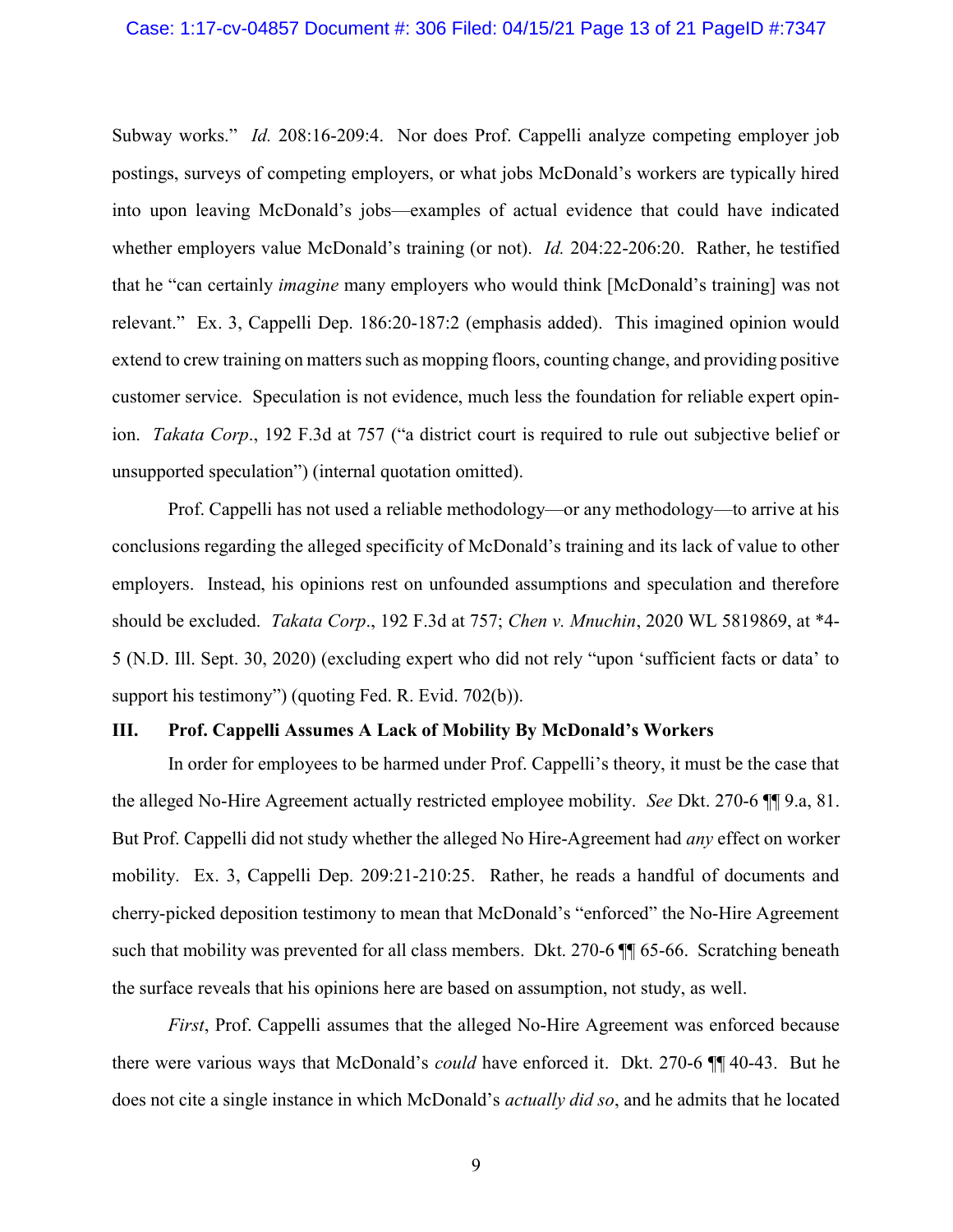Subway works." *Id.* 208:16-209:4. Nor does Prof. Cappelli analyze competing employer job postings, surveys of competing employers, or what jobs McDonald's workers are typically hired into upon leaving McDonald's jobs—examples of actual evidence that could have indicated whether employers value McDonald's training (or not). *Id.* 204:22-206:20. Rather, he testified that he "can certainly *imagine* many employers who would think [McDonald's training] was not relevant." Ex. 3, Cappelli Dep. 186:20-187:2 (emphasis added). This imagined opinion would extend to crew training on matters such as mopping floors, counting change, and providing positive customer service. Speculation is not evidence, much less the foundation for reliable expert opinion. *Takata Corp*., 192 F.3d at 757 ("a district court is required to rule out subjective belief or unsupported speculation") (internal quotation omitted).

Prof. Cappelli has not used a reliable methodology—or any methodology—to arrive at his conclusions regarding the alleged specificity of McDonald's training and its lack of value to other employers. Instead, his opinions rest on unfounded assumptions and speculation and therefore should be excluded. *Takata Corp*., 192 F.3d at 757; *Chen v. Mnuchin*, 2020 WL 5819869, at \*4-5 (N.D. Ill. Sept. 30, 2020) (excluding expert who did not rely "upon 'sufficient facts or data' to support his testimony") (quoting Fed. R. Evid. 702(b)).

### III. Prof. Cappelli Assumes A Lack of Mobility By McDonald's Workers

In order for employees to be harmed under Prof. Cappelli's theory, it must be the case that the alleged No-Hire Agreement actually restricted employee mobility. *See* Dkt. 270-6 ¶¶ 9.a, 81. But Prof. Cappelli did not study whether the alleged No Hire-Agreement had *any* effect on worker mobility. Ex. 3, Cappelli Dep. 209:21-210:25. Rather, he reads a handful of documents and cherry-picked deposition testimony to mean that McDonald's "enforced" the No-Hire Agreement such that mobility was prevented for all class members. Dkt. 270-6 ¶¶ 65-66. Scratching beneath the surface reveals that his opinions here are based on assumption, not study, as well.

*First*, Prof. Cappelli assumes that the alleged No-Hire Agreement was enforced because there were various ways that McDonald's *could* have enforced it. Dkt. 270-6 ¶¶ 40-43. But he does not cite a single instance in which McDonald's *actually did so*, and he admits that he located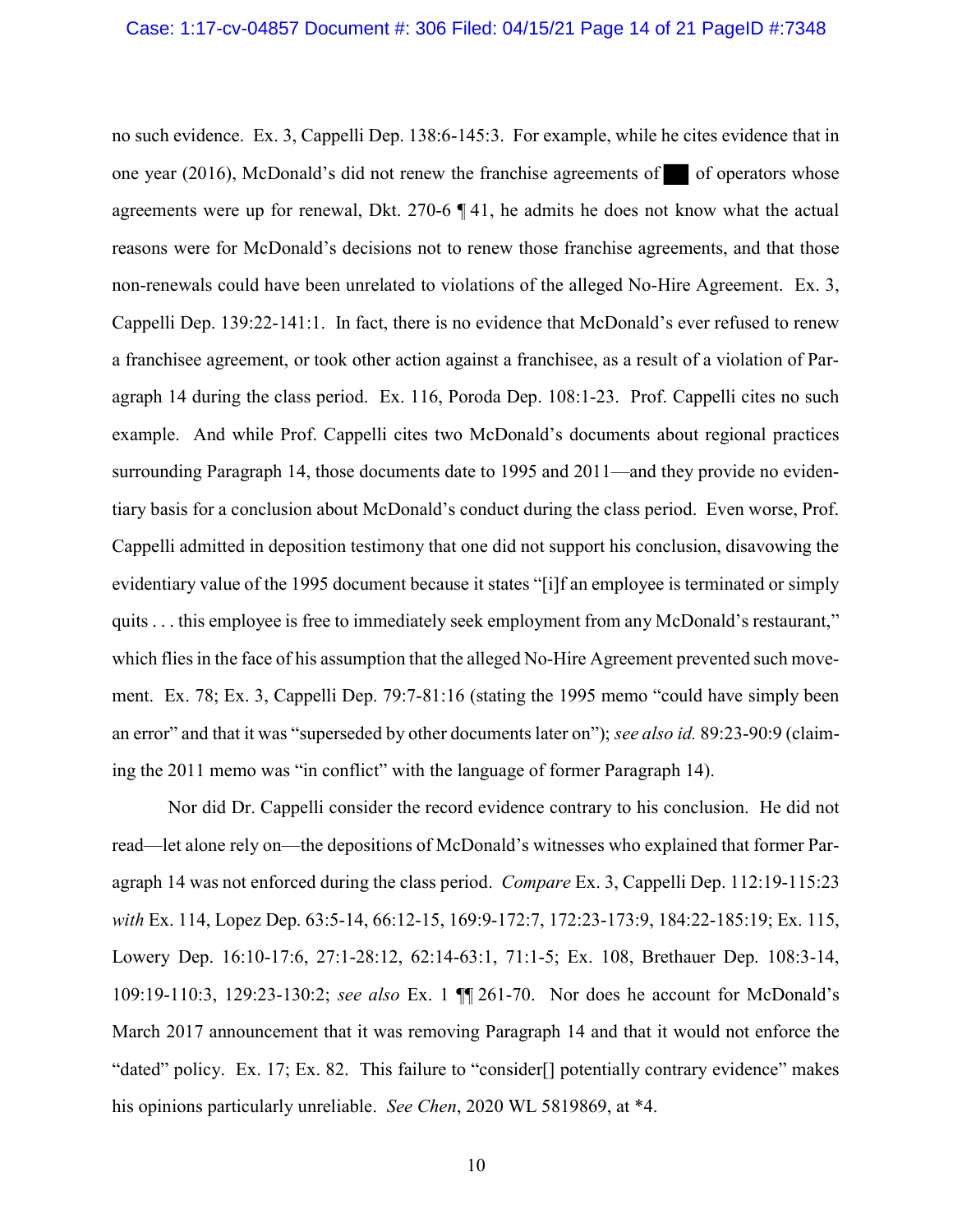no such evidence. Ex. 3, Cappelli Dep. 138:6-145:3. For example, while he cites evidence that in one year (2016), McDonald's did not renew the franchise agreements of ███ of operators whose agreements were up for renewal, Dkt. 270-6 ¶ 41, he admits he does not know what the actual reasons were for McDonald's decisions not to renew those franchise agreements, and that those non-renewals could have been unrelated to violations of the alleged No-Hire Agreement. Ex. 3, Cappelli Dep. 139:22-141:1. In fact, there is no evidence that McDonald's ever refused to renew a franchisee agreement, or took other action against a franchisee, as a result of a violation of Paragraph 14 during the class period. Ex. 116, Poroda Dep. 108:1-23. Prof. Cappelli cites no such example. And while Prof. Cappelli cites two McDonald's documents about regional practices surrounding Paragraph 14, those documents date to 1995 and 2011—and they provide no evidentiary basis for a conclusion about McDonald's conduct during the class period. Even worse, Prof. Cappelli admitted in deposition testimony that one did not support his conclusion, disavowing the evidentiary value of the 1995 document because it states "[i]f an employee is terminated or simply quits . . . this employee is free to immediately seek employment from any McDonald's restaurant," which flies in the face of his assumption that the alleged No-Hire Agreement prevented such movement. Ex. 78; Ex. 3, Cappelli Dep. 79:7-81:16 (stating the 1995 memo "could have simply been an error" and that it was "superseded by other documents later on"); *see also id.* 89:23-90:9 (claiming the 2011 memo was "in conflict" with the language of former Paragraph 14).

Nor did Dr. Cappelli consider the record evidence contrary to his conclusion. He did not read—let alone rely on—the depositions of McDonald's witnesses who explained that former Paragraph 14 was not enforced during the class period. *Compare* Ex. 3, Cappelli Dep. 112:19-115:23 *with* Ex. 114, Lopez Dep. 63:5-14, 66:12-15, 169:9-172:7, 172:23-173:9, 184:22-185:19; Ex. 115, Lowery Dep. 16:10-17:6, 27:1-28:12, 62:14-63:1, 71:1-5; Ex. 108, Brethauer Dep. 108:3-14, 109:19-110:3, 129:23-130:2; *see also* Ex. 1 ¶¶ 261-70. Nor does he account for McDonald's March 2017 announcement that it was removing Paragraph 14 and that it would not enforce the "dated" policy. Ex. 17; Ex. 82. This failure to "consider[] potentially contrary evidence" makes his opinions particularly unreliable. *See Chen*, 2020 WL 5819869, at *4.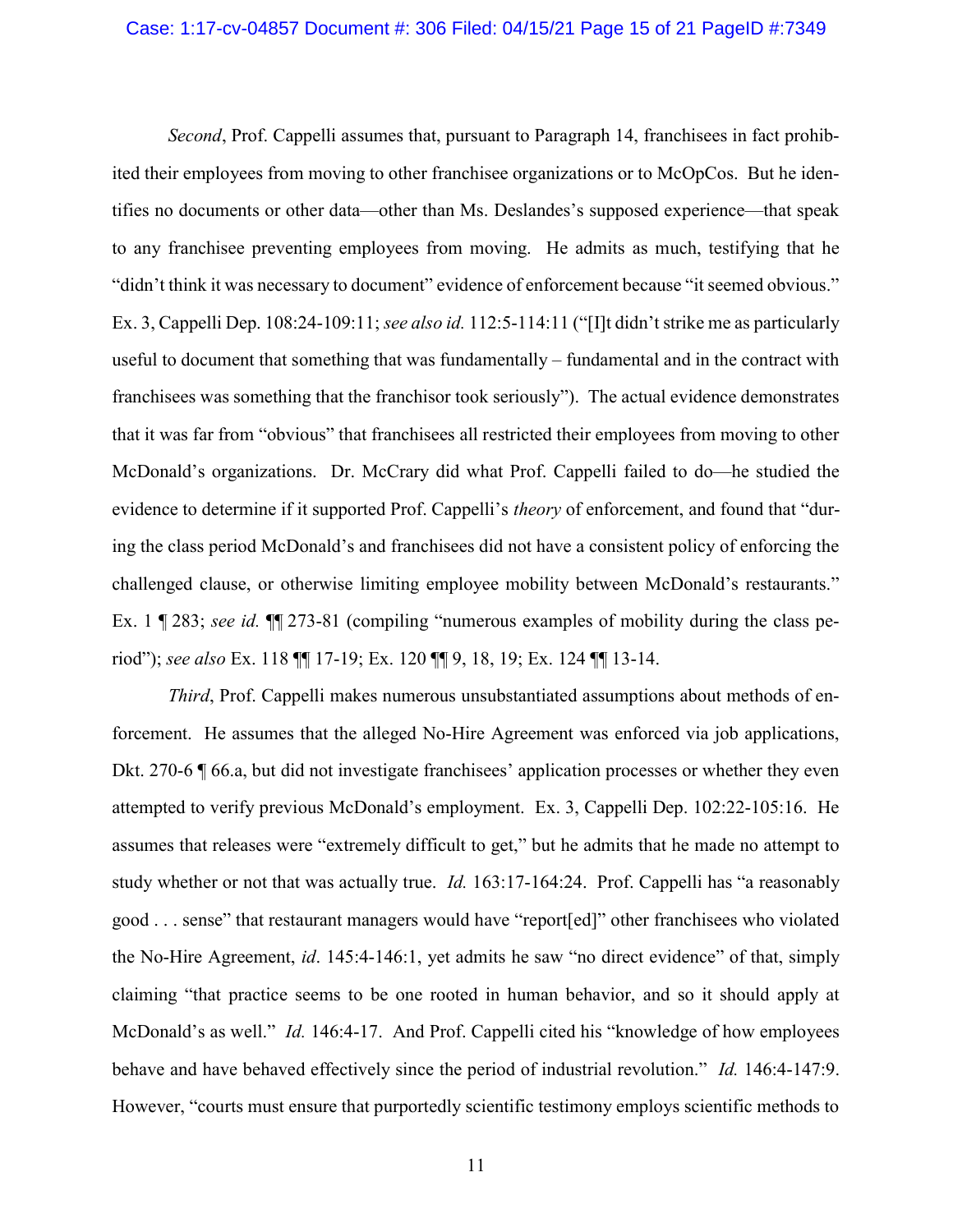*Second*, Prof. Cappelli assumes that, pursuant to Paragraph 14, franchisees in fact prohibited their employees from moving to other franchisee organizations or to McOpCos. But he identifies no documents or other data—other than Ms. Deslandes's supposed experience—that speak to any franchisee preventing employees from moving. He admits as much, testifying that he "didn't think it was necessary to document" evidence of enforcement because "it seemed obvious." Ex. 3, Cappelli Dep. 108:24-109:11; *see also id.* 112:5-114:11 ("[I]t didn't strike me as particularly useful to document that something that was fundamentally – fundamental and in the contract with franchisees was something that the franchisor took seriously"). The actual evidence demonstrates that it was far from "obvious" that franchisees all restricted their employees from moving to other McDonald's organizations. Dr. McCrary did what Prof. Cappelli failed to do—he studied the evidence to determine if it supported Prof. Cappelli's *theory* of enforcement, and found that "during the class period McDonald's and franchisees did not have a consistent policy of enforcing the challenged clause, or otherwise limiting employee mobility between McDonald's restaurants." Ex. 1 ¶ 283; *see id.* ¶¶ 273-81 (compiling "numerous examples of mobility during the class period"); *see also* Ex. 118 ¶¶ 17-19; Ex. 120 ¶¶ 9, 18, 19; Ex. 124 ¶¶ 13-14.

*Third*, Prof. Cappelli makes numerous unsubstantiated assumptions about methods of enforcement. He assumes that the alleged No-Hire Agreement was enforced via job applications, Dkt. 270-6 ¶ 66.a, but did not investigate franchisees' application processes or whether they even attempted to verify previous McDonald's employment. Ex. 3, Cappelli Dep. 102:22-105:16. He assumes that releases were "extremely difficult to get," but he admits that he made no attempt to study whether or not that was actually true. *Id.* 163:17-164:24. Prof. Cappelli has "a reasonably good . . . sense" that restaurant managers would have "report[ed]" other franchisees who violated the No-Hire Agreement, *id*. 145:4-146:1, yet admits he saw "no direct evidence" of that, simply claiming "that practice seems to be one rooted in human behavior, and so it should apply at McDonald's as well." *Id.* 146:4-17. And Prof. Cappelli cited his "knowledge of how employees behave and have behaved effectively since the period of industrial revolution." *Id.* 146:4-147:9. However, "courts must ensure that purportedly scientific testimony employs scientific methods to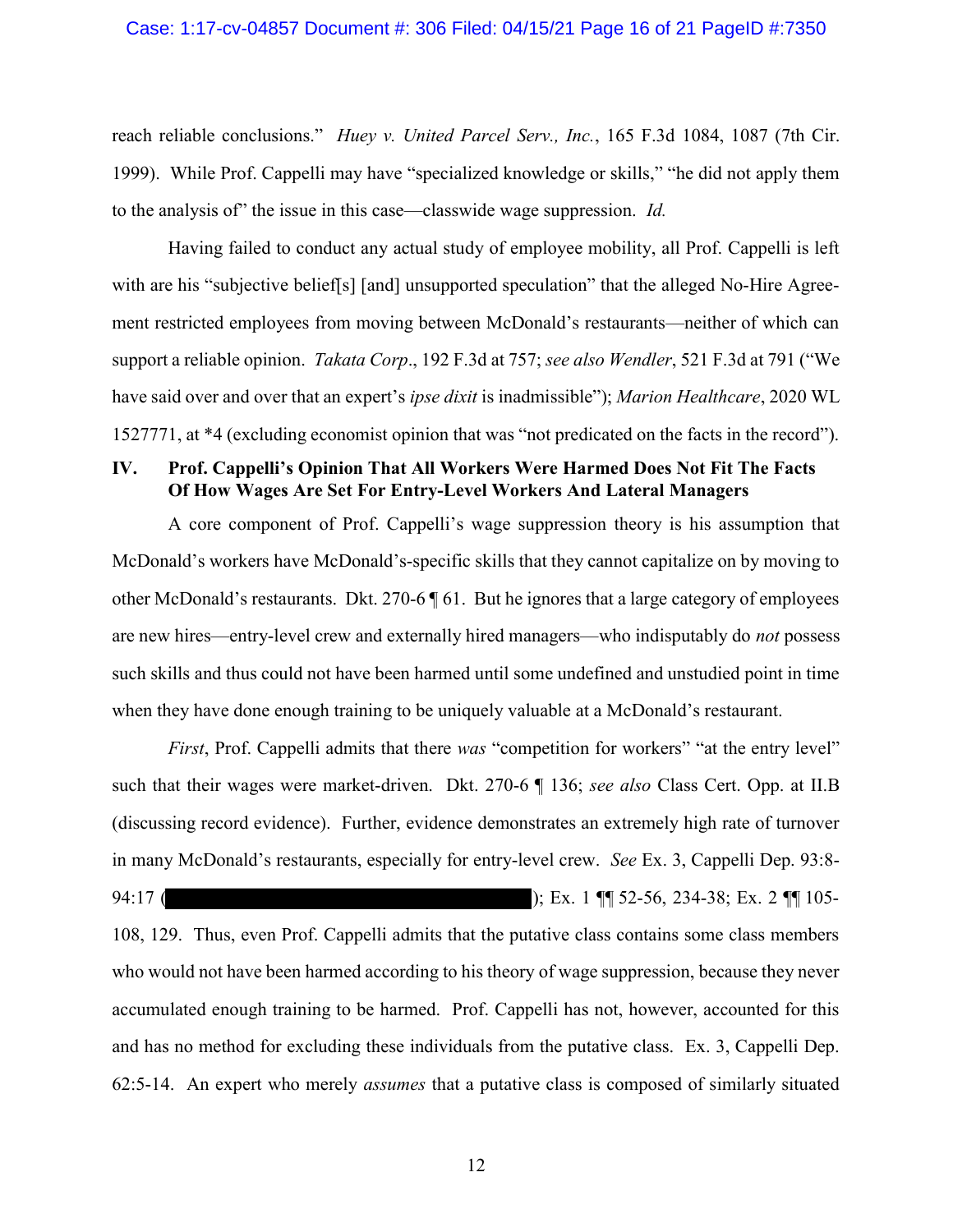reach reliable conclusions." *Huey v. United Parcel Serv., Inc.*, 165 F.3d 1084, 1087 (7th Cir. 1999). While Prof. Cappelli may have "specialized knowledge or skills," "he did not apply them to the analysis of" the issue in this case—classwide wage suppression. *Id.*

Having failed to conduct any actual study of employee mobility, all Prof. Cappelli is left with are his "subjective belief[s] [and] unsupported speculation" that the alleged No-Hire Agreement restricted employees from moving between McDonald's restaurants—neither of which can support a reliable opinion. *Takata Corp*., 192 F.3d at 757; *see also Wendler*, 521 F.3d at 791 ("We have said over and over that an expert's *ipse dixit* is inadmissible"); *Marion Healthcare*, 2020 WL 1527771, at *4 (excluding economist opinion that was "not predicated on the facts in the record").

## IV. Prof. Cappelli's Opinion That All Workers Were Harmed Does Not Fit The Facts Of How Wages Are Set For Entry-Level Workers And Lateral Managers

A core component of Prof. Cappelli's wage suppression theory is his assumption that McDonald's workers have McDonald's-specific skills that they cannot capitalize on by moving to other McDonald's restaurants. Dkt. 270-6 ¶ 61. But he ignores that a large category of employees are new hires—entry-level crew and externally hired managers—who indisputably do *not* possess such skills and thus could not have been harmed until some undefined and unstudied point in time when they have done enough training to be uniquely valuable at a McDonald's restaurant.

*First*, Prof. Cappelli admits that there *was* "competition for workers" "at the entry level" such that their wages were market-driven. Dkt. 270-6 ¶ 136; *see also* Class Cert. Opp. at II.B (discussing record evidence). Further, evidence demonstrates an extremely high rate of turnover in many McDonald's restaurants, especially for entry-level crew. *See* Ex. 3, Cappelli Dep. 93:8-94:17 ([REDACTED]); Ex. 1 ¶¶ 52-56, 234-38; Ex. 2 ¶¶ 105-108, 129. Thus, even Prof. Cappelli admits that the putative class contains some class members who would not have been harmed according to his theory of wage suppression, because they never accumulated enough training to be harmed. Prof. Cappelli has not, however, accounted for this and has no method for excluding these individuals from the putative class. Ex. 3, Cappelli Dep. 62:5-14. An expert who merely *assumes* that a putative class is composed of similarly situated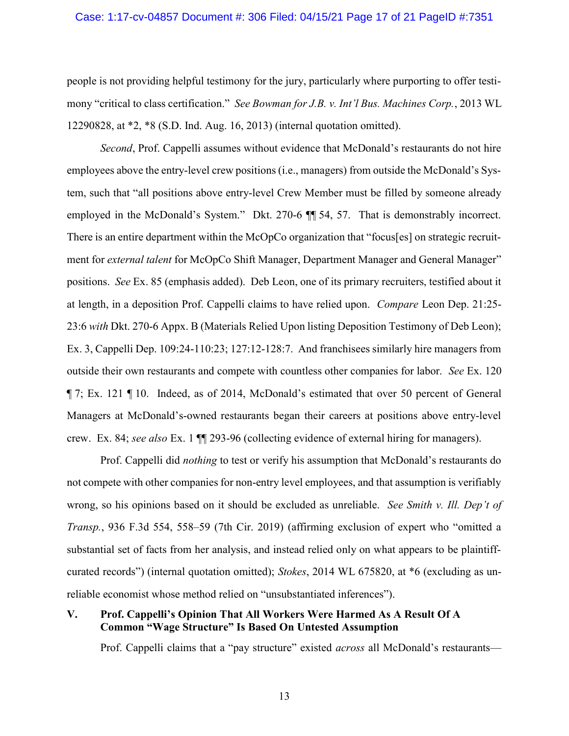people is not providing helpful testimony for the jury, particularly where purporting to offer testimony "critical to class certification." *See Bowman for J.B. v. Int'l Bus. Machines Corp.*, 2013 WL 12290828, at *2, *8 (S.D. Ind. Aug. 16, 2013) (internal quotation omitted).

*Second*, Prof. Cappelli assumes without evidence that McDonald's restaurants do not hire employees above the entry-level crew positions (i.e., managers) from outside the McDonald's System, such that "all positions above entry-level Crew Member must be filled by someone already employed in the McDonald's System." Dkt. 270-6 ¶¶ 54, 57. That is demonstrably incorrect. There is an entire department within the McOpCo organization that "focus[es] on strategic recruitment for *external talent* for McOpCo Shift Manager, Department Manager and General Manager" positions. *See* Ex. 85 (emphasis added). Deb Leon, one of its primary recruiters, testified about it at length, in a deposition Prof. Cappelli claims to have relied upon. *Compare* Leon Dep. 21:25-23:6 *with* Dkt. 270-6 Appx. B (Materials Relied Upon listing Deposition Testimony of Deb Leon); Ex. 3, Cappelli Dep. 109:24-110:23; 127:12-128:7. And franchisees similarly hire managers from outside their own restaurants and compete with countless other companies for labor. *See* Ex. 120 ¶ 7; Ex. 121 ¶ 10. Indeed, as of 2014, McDonald's estimated that over 50 percent of General Managers at McDonald's-owned restaurants began their careers at positions above entry-level crew. Ex. 84; *see also* Ex. 1 ¶¶ 293-96 (collecting evidence of external hiring for managers).

Prof. Cappelli did *nothing* to test or verify his assumption that McDonald's restaurants do not compete with other companies for non-entry level employees, and that assumption is verifiably wrong, so his opinions based on it should be excluded as unreliable. *See Smith v. Ill. Dep't of Transp.*, 936 F.3d 554, 558–59 (7th Cir. 2019) (affirming exclusion of expert who "omitted a substantial set of facts from her analysis, and instead relied only on what appears to be plaintiff-curated records") (internal quotation omitted); *Stokes*, 2014 WL 675820, at *6 (excluding as unreliable economist whose method relied on "unsubstantiated inferences").

## V. Prof. Cappelli's Opinion That All Workers Were Harmed As A Result Of A Common "Wage Structure" Is Based On Untested Assumption

Prof. Cappelli claims that a "pay structure" existed *across* all McDonald's restaurants—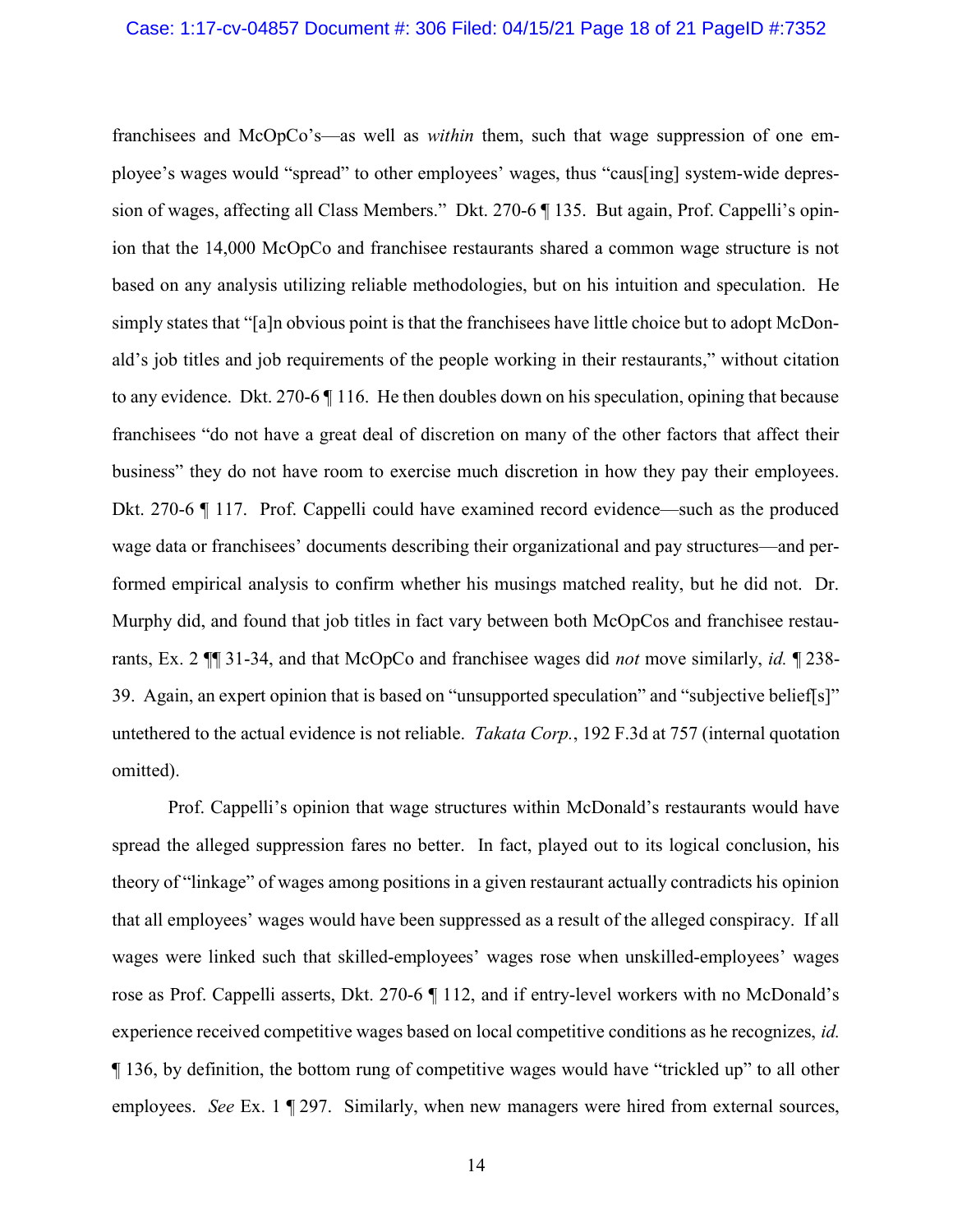franchisees and McOpCo's—as well as *within* them, such that wage suppression of one employee's wages would "spread" to other employees' wages, thus "caus[ing] system-wide depression of wages, affecting all Class Members." Dkt. 270-6 ¶ 135. But again, Prof. Cappelli's opinion that the 14,000 McOpCo and franchisee restaurants shared a common wage structure is not based on any analysis utilizing reliable methodologies, but on his intuition and speculation. He simply states that "[a]n obvious point is that the franchisees have little choice but to adopt McDonald's job titles and job requirements of the people working in their restaurants," without citation to any evidence. Dkt. 270-6 ¶ 116. He then doubles down on his speculation, opining that because franchisees "do not have a great deal of discretion on many of the other factors that affect their business" they do not have room to exercise much discretion in how they pay their employees. Dkt. 270-6 ¶ 117. Prof. Cappelli could have examined record evidence—such as the produced wage data or franchisees' documents describing their organizational and pay structures—and performed empirical analysis to confirm whether his musings matched reality, but he did not. Dr. Murphy did, and found that job titles in fact vary between both McOpCos and franchisee restaurants, Ex. 2 ¶¶ 31-34, and that McOpCo and franchisee wages did *not* move similarly, *id.* ¶ 238-39. Again, an expert opinion that is based on "unsupported speculation" and "subjective belief[s]" untethered to the actual evidence is not reliable. *Takata Corp.*, 192 F.3d at 757 (internal quotation omitted).

Prof. Cappelli's opinion that wage structures within McDonald's restaurants would have spread the alleged suppression fares no better. In fact, played out to its logical conclusion, his theory of "linkage" of wages among positions in a given restaurant actually contradicts his opinion that all employees' wages would have been suppressed as a result of the alleged conspiracy. If all wages were linked such that skilled-employees' wages rose when unskilled-employees' wages rose as Prof. Cappelli asserts, Dkt. 270-6 ¶ 112, and if entry-level workers with no McDonald's experience received competitive wages based on local competitive conditions as he recognizes, *id.* ¶ 136, by definition, the bottom rung of competitive wages would have "trickled up" to all other employees. *See* Ex. 1 ¶ 297. Similarly, when new managers were hired from external sources,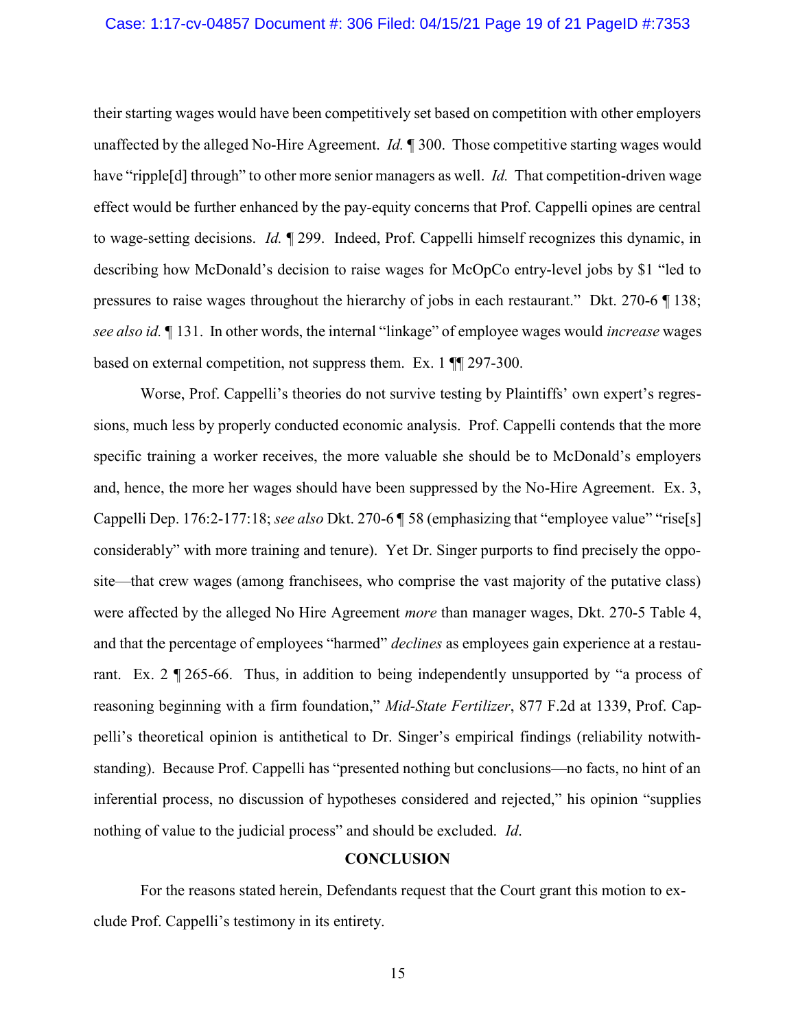their starting wages would have been competitively set based on competition with other employers unaffected by the alleged No-Hire Agreement. *Id.* ¶ 300. Those competitive starting wages would have "ripple[d] through" to other more senior managers as well. *Id.* That competition-driven wage effect would be further enhanced by the pay-equity concerns that Prof. Cappelli opines are central to wage-setting decisions. *Id.* ¶ 299. Indeed, Prof. Cappelli himself recognizes this dynamic, in describing how McDonald's decision to raise wages for McOpCo entry-level jobs by $1 "led to pressures to raise wages throughout the hierarchy of jobs in each restaurant." Dkt. 270-6 ¶ 138; *see also id.* ¶ 131. In other words, the internal "linkage" of employee wages would *increase* wages based on external competition, not suppress them. Ex. 1 ¶¶ 297-300.

Worse, Prof. Cappelli's theories do not survive testing by Plaintiffs' own expert's regressions, much less by properly conducted economic analysis. Prof. Cappelli contends that the more specific training a worker receives, the more valuable she should be to McDonald's employers and, hence, the more her wages should have been suppressed by the No-Hire Agreement. Ex. 3, Cappelli Dep. 176:2-177:18; *see also* Dkt. 270-6 ¶ 58 (emphasizing that "employee value" "rise[s] considerably" with more training and tenure). Yet Dr. Singer purports to find precisely the opposite—that crew wages (among franchisees, who comprise the vast majority of the putative class) were affected by the alleged No Hire Agreement *more* than manager wages, Dkt. 270-5 Table 4, and that the percentage of employees "harmed" *declines* as employees gain experience at a restaurant. Ex. 2 ¶ 265-66. Thus, in addition to being independently unsupported by "a process of reasoning beginning with a firm foundation," *Mid-State Fertilizer*, 877 F.2d at 1339, Prof. Cappelli's theoretical opinion is antithetical to Dr. Singer's empirical findings (reliability notwithstanding). Because Prof. Cappelli has "presented nothing but conclusions—no facts, no hint of an inferential process, no discussion of hypotheses considered and rejected," his opinion "supplies nothing of value to the judicial process" and should be excluded. *Id*.

## CONCLUSION

For the reasons stated herein, Defendants request that the Court grant this motion to exclude Prof. Cappelli's testimony in its entirety.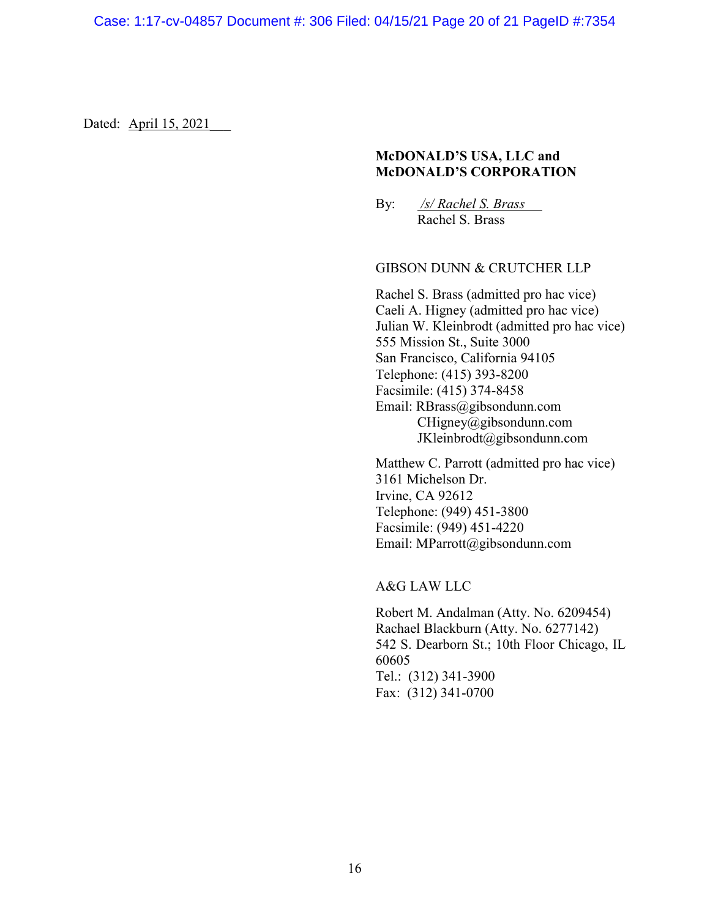Dated: April 15, 2021

**McDONALD'S USA, LLC and McDONALD'S CORPORATION**

By: */s/ Rachel S. Brass*
Rachel S. Brass

GIBSON DUNN & CRUTCHER LLP

Rachel S. Brass (admitted pro hac vice)
Caeli A. Higney (admitted pro hac vice)
Julian W. Kleinbrodt (admitted pro hac vice)
555 Mission St., Suite 3000
San Francisco, California 94105
Telephone: (415) 393-8200
Facsimile: (415) 374-8458
Email: RBrass@gibsondunn.com
CHigney@gibsondunn.com
JKleinbrodt@gibsondunn.com

Matthew C. Parrott (admitted pro hac vice)
3161 Michelson Dr.
Irvine, CA 92612
Telephone: (949) 451-3800
Facsimile: (949) 451-4220
Email: MParrott@gibsondunn.com

A&G LAW LLC

Robert M. Andalman (Atty. No. 6209454)
Rachael Blackburn (Atty. No. 6277142)
542 S. Dearborn St.; 10th Floor Chicago, IL 60605
Tel.: (312) 341-3900
Fax: (312) 341-0700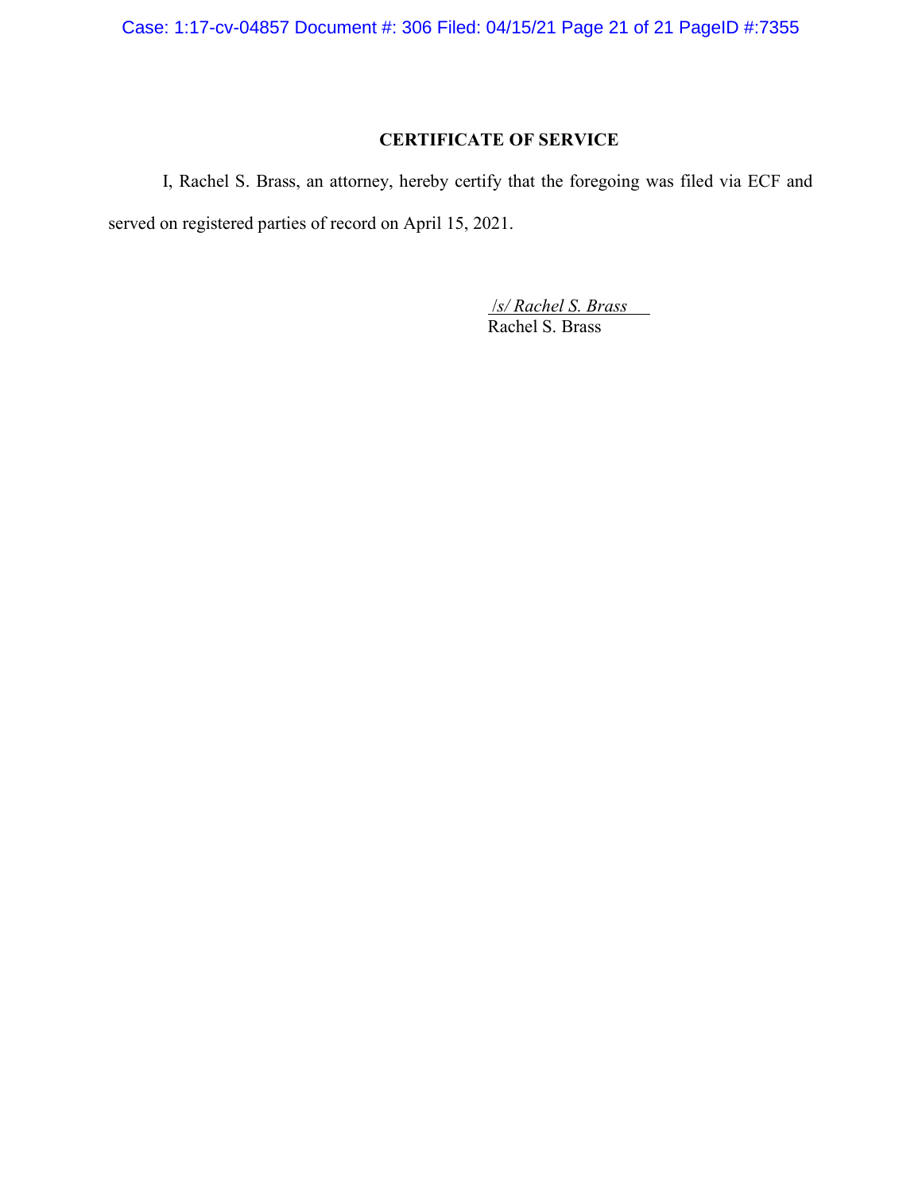## CERTIFICATE OF SERVICE

I, Rachel S. Brass, an attorney, hereby certify that the foregoing was filed via ECF and served on registered parties of record on April 15, 2021.

*/s/ Rachel S. Brass*
Rachel S. Brass